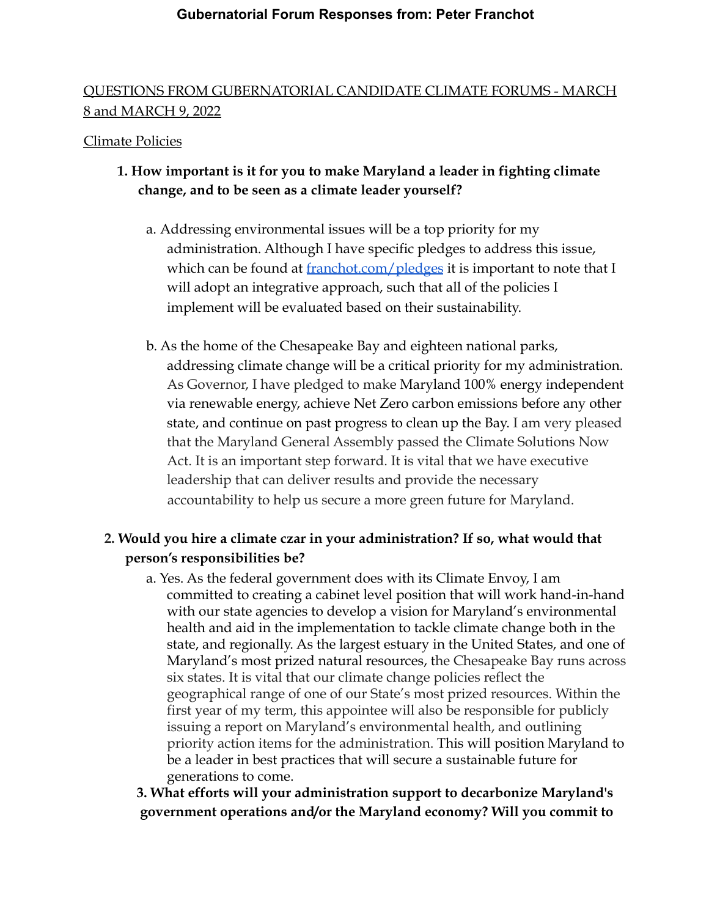# Gubernatorial Forum Responses from: Peter Franchot

QUESTIONS FROM GUBERNATORIAL CANDIDATE CLIMATE FORUMS - MARCH 8 and MARCH 9, 2022

Climate Policies

1. **How important is it for you to make Maryland a leader in fighting climate change, and to be seen as a climate leader yourself?**

   a. Addressing environmental issues will be a top priority for my administration. Although I have specific pledges to address this issue, which can be found at [franchot.com/pledges](franchot.com/pledges) it is important to note that I will adopt an integrative approach, such that all of the policies I implement will be evaluated based on their sustainability.

   b. As the home of the Chesapeake Bay and eighteen national parks, addressing climate change will be a critical priority for my administration. As Governor, I have pledged to make Maryland 100% energy independent via renewable energy, achieve Net Zero carbon emissions before any other state, and continue on past progress to clean up the Bay. I am very pleased that the Maryland General Assembly passed the Climate Solutions Now Act. It is an important step forward. It is vital that we have executive leadership that can deliver results and provide the necessary accountability to help us secure a more green future for Maryland.

2. **Would you hire a climate czar in your administration? If so, what would that person's responsibilities be?**

   a. Yes. As the federal government does with its Climate Envoy, I am committed to creating a cabinet level position that will work hand-in-hand with our state agencies to develop a vision for Maryland's environmental health and aid in the implementation to tackle climate change both in the state, and regionally. As the largest estuary in the United States, and one of Maryland's most prized natural resources, the Chesapeake Bay runs across six states. It is vital that our climate change policies reflect the geographical range of one of our State's most prized resources. Within the first year of my term, this appointee will also be responsible for publicly issuing a report on Maryland's environmental health, and outlining priority action items for the administration. This will position Maryland to be a leader in best practices that will secure a sustainable future for generations to come.

3. **What efforts will your administration support to decarbonize Maryland's government operations and/or the Maryland economy? Will you commit to**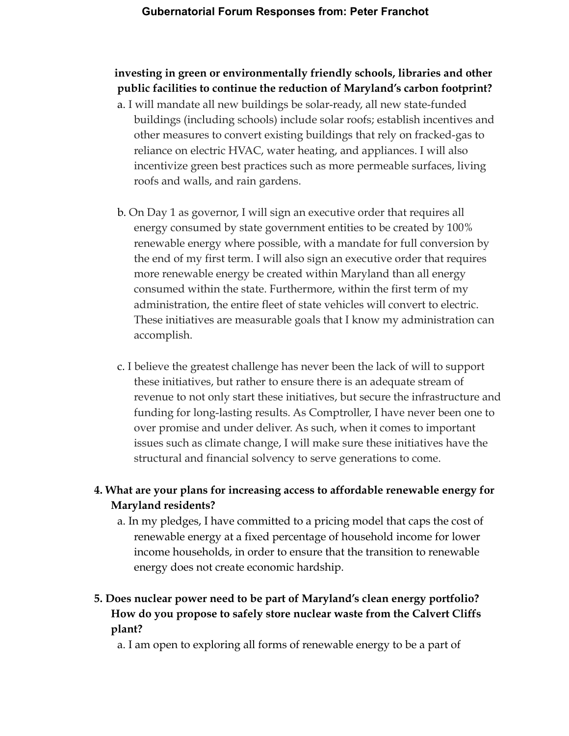**investing in green or environmentally friendly schools, libraries and other public facilities to continue the reduction of Maryland's carbon footprint?**

a. I will mandate all new buildings be solar-ready, all new state-funded buildings (including schools) include solar roofs; establish incentives and other measures to convert existing buildings that rely on fracked-gas to reliance on electric HVAC, water heating, and appliances. I will also incentivize green best practices such as more permeable surfaces, living roofs and walls, and rain gardens.

b. On Day 1 as governor, I will sign an executive order that requires all energy consumed by state government entities to be created by 100% renewable energy where possible, with a mandate for full conversion by the end of my first term. I will also sign an executive order that requires more renewable energy be created within Maryland than all energy consumed within the state. Furthermore, within the first term of my administration, the entire fleet of state vehicles will convert to electric. These initiatives are measurable goals that I know my administration can accomplish.

c. I believe the greatest challenge has never been the lack of will to support these initiatives, but rather to ensure there is an adequate stream of revenue to not only start these initiatives, but secure the infrastructure and funding for long-lasting results. As Comptroller, I have never been one to over promise and under deliver. As such, when it comes to important issues such as climate change, I will make sure these initiatives have the structural and financial solvency to serve generations to come.

4. **What are your plans for increasing access to affordable renewable energy for Maryland residents?**

   a. In my pledges, I have committed to a pricing model that caps the cost of renewable energy at a fixed percentage of household income for lower income households, in order to ensure that the transition to renewable energy does not create economic hardship.

5. **Does nuclear power need to be part of Maryland's clean energy portfolio? How do you propose to safely store nuclear waste from the Calvert Cliffs plant?**

   a. I am open to exploring all forms of renewable energy to be a part of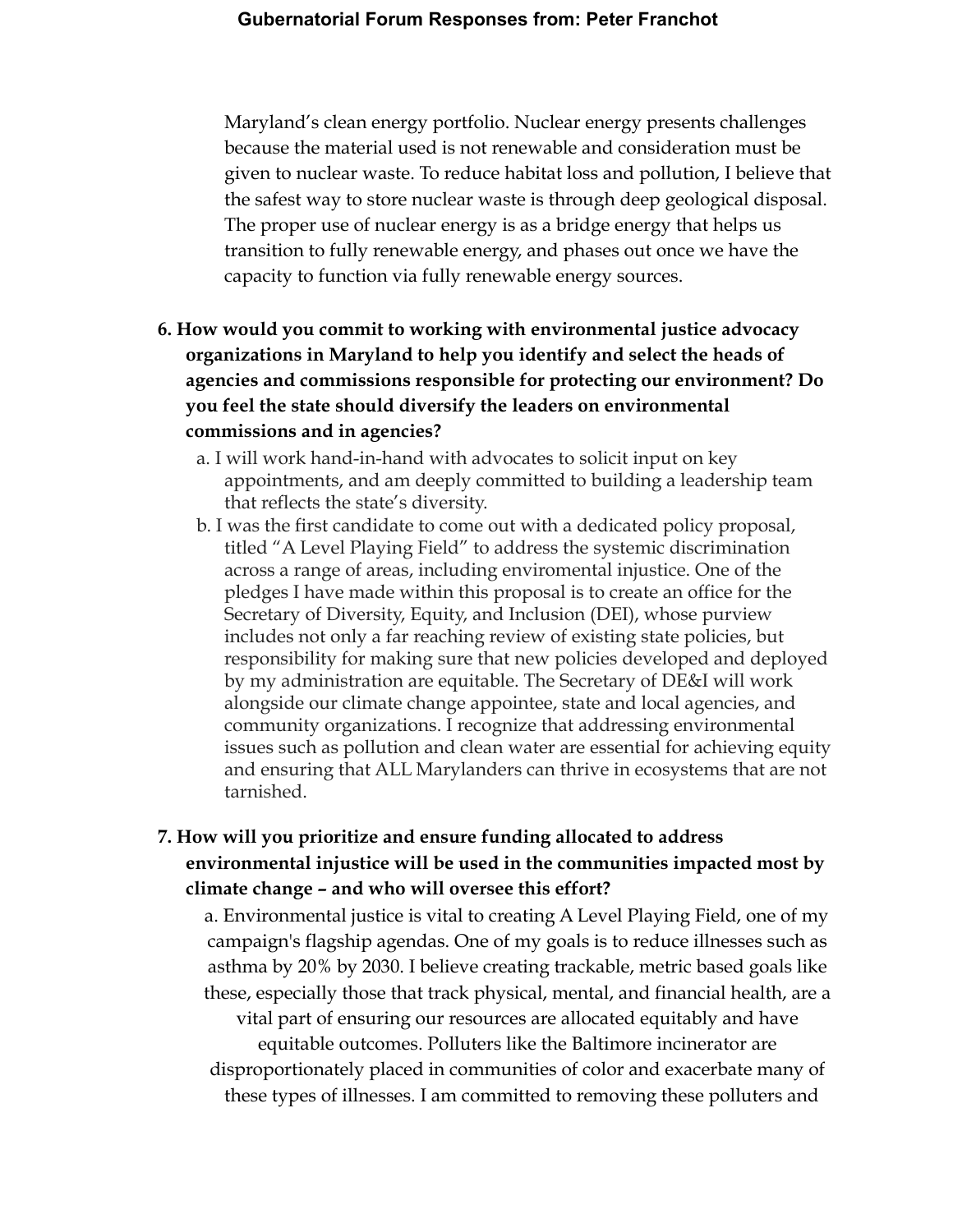Maryland's clean energy portfolio. Nuclear energy presents challenges because the material used is not renewable and consideration must be given to nuclear waste. To reduce habitat loss and pollution, I believe that the safest way to store nuclear waste is through deep geological disposal. The proper use of nuclear energy is as a bridge energy that helps us transition to fully renewable energy, and phases out once we have the capacity to function via fully renewable energy sources.

**6. How would you commit to working with environmental justice advocacy organizations in Maryland to help you identify and select the heads of agencies and commissions responsible for protecting our environment? Do you feel the state should diversify the leaders on environmental commissions and in agencies?**

a. I will work hand-in-hand with advocates to solicit input on key appointments, and am deeply committed to building a leadership team that reflects the state's diversity.

b. I was the first candidate to come out with a dedicated policy proposal, titled "A Level Playing Field" to address the systemic discrimination across a range of areas, including enviromental injustice. One of the pledges I have made within this proposal is to create an office for the Secretary of Diversity, Equity, and Inclusion (DEI), whose purview includes not only a far reaching review of existing state policies, but responsibility for making sure that new policies developed and deployed by my administration are equitable. The Secretary of DE&I will work alongside our climate change appointee, state and local agencies, and community organizations. I recognize that addressing environmental issues such as pollution and clean water are essential for achieving equity and ensuring that ALL Marylanders can thrive in ecosystems that are not tarnished.

**7. How will you prioritize and ensure funding allocated to address environmental injustice will be used in the communities impacted most by climate change – and who will oversee this effort?**

a. Environmental justice is vital to creating A Level Playing Field, one of my campaign's flagship agendas. One of my goals is to reduce illnesses such as asthma by 20% by 2030. I believe creating trackable, metric based goals like these, especially those that track physical, mental, and financial health, are a vital part of ensuring our resources are allocated equitably and have equitable outcomes. Polluters like the Baltimore incinerator are disproportionately placed in communities of color and exacerbate many of these types of illnesses. I am committed to removing these polluters and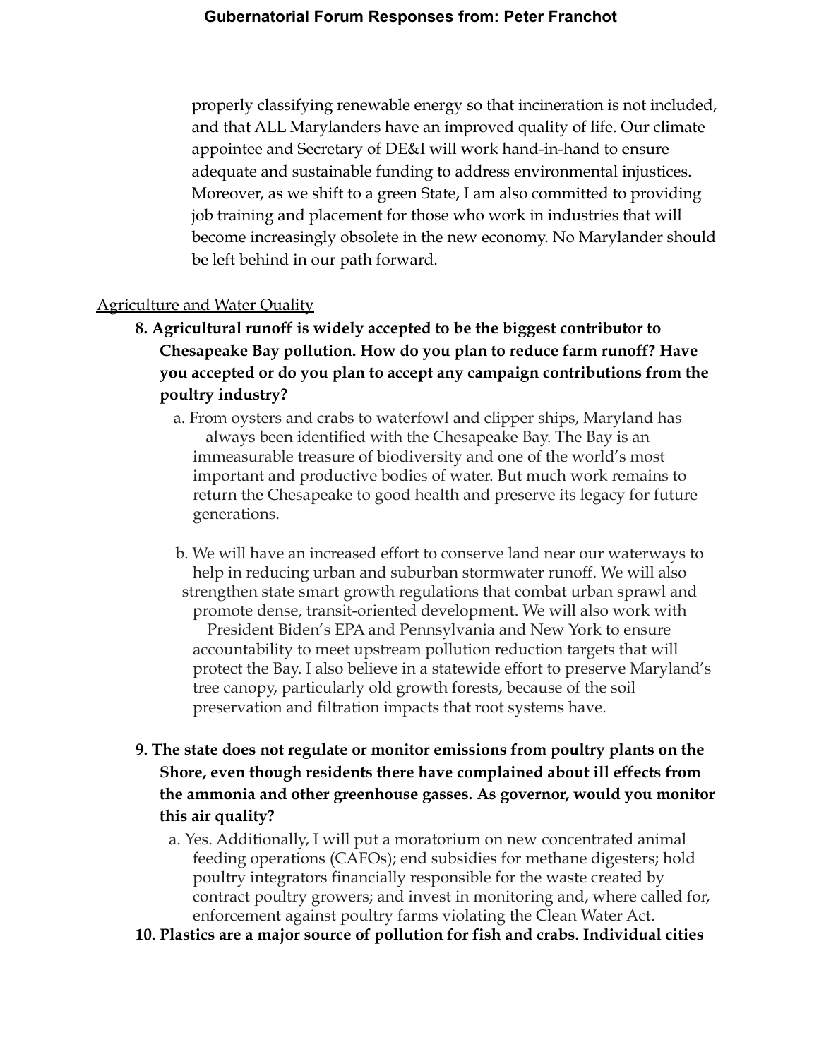properly classifying renewable energy so that incineration is not included, and that ALL Marylanders have an improved quality of life. Our climate appointee and Secretary of DE&I will work hand-in-hand to ensure adequate and sustainable funding to address environmental injustices. Moreover, as we shift to a green State, I am also committed to providing job training and placement for those who work in industries that will become increasingly obsolete in the new economy. No Marylander should be left behind in our path forward.

Agriculture and Water Quality

8. **Agricultural runoff is widely accepted to be the biggest contributor to Chesapeake Bay pollution. How do you plan to reduce farm runoff? Have you accepted or do you plan to accept any campaign contributions from the poultry industry?**
   a. From oysters and crabs to waterfowl and clipper ships, Maryland has always been identified with the Chesapeake Bay. The Bay is an immeasurable treasure of biodiversity and one of the world's most important and productive bodies of water. But much work remains to return the Chesapeake to good health and preserve its legacy for future generations.

   b. We will have an increased effort to conserve land near our waterways to help in reducing urban and suburban stormwater runoff. We will also strengthen state smart growth regulations that combat urban sprawl and promote dense, transit-oriented development. We will also work with President Biden's EPA and Pennsylvania and New York to ensure accountability to meet upstream pollution reduction targets that will protect the Bay. I also believe in a statewide effort to preserve Maryland's tree canopy, particularly old growth forests, because of the soil preservation and filtration impacts that root systems have.

9. **The state does not regulate or monitor emissions from poultry plants on the Shore, even though residents there have complained about ill effects from the ammonia and other greenhouse gasses. As governor, would you monitor this air quality?**
   a. Yes. Additionally, I will put a moratorium on new concentrated animal feeding operations (CAFOs); end subsidies for methane digesters; hold poultry integrators financially responsible for the waste created by contract poultry growers; and invest in monitoring and, where called for, enforcement against poultry farms violating the Clean Water Act.

10. **Plastics are a major source of pollution for fish and crabs. Individual cities**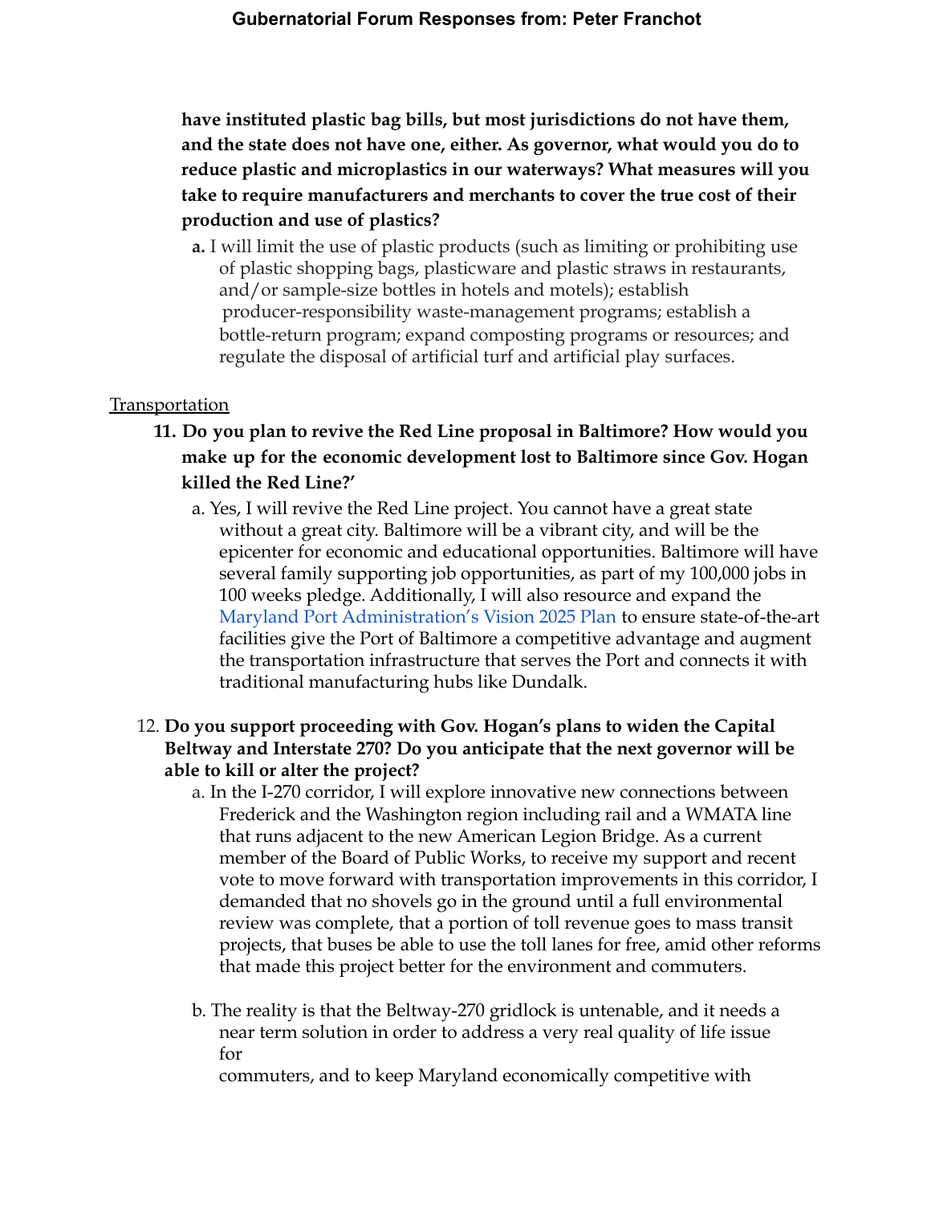have instituted plastic bag bills, but most jurisdictions do not have them, and the state does not have one, either. As governor, what would you do to reduce plastic and microplastics in our waterways? What measures will you take to require manufacturers and merchants to cover the true cost of their production and use of plastics?**

   a. I will limit the use of plastic products (such as limiting or prohibiting use of plastic shopping bags, plasticware and plastic straws in restaurants, and/or sample-size bottles in hotels and motels); establish producer-responsibility waste-management programs; establish a bottle-return program; expand composting programs or resources; and regulate the disposal of artificial turf and artificial play surfaces.

Transportation

11. **Do you plan to revive the Red Line proposal in Baltimore? How would you make up for the economic development lost to Baltimore since Gov. Hogan killed the Red Line?'**

    a. Yes, I will revive the Red Line project. You cannot have a great state without a great city. Baltimore will be a vibrant city, and will be the epicenter for economic and educational opportunities. Baltimore will have several family supporting job opportunities, as part of my 100,000 jobs in 100 weeks pledge. Additionally, I will also resource and expand the Maryland Port Administration's Vision 2025 Plan to ensure state-of-the-art facilities give the Port of Baltimore a competitive advantage and augment the transportation infrastructure that serves the Port and connects it with traditional manufacturing hubs like Dundalk.

12. **Do you support proceeding with Gov. Hogan's plans to widen the Capital Beltway and Interstate 270? Do you anticipate that the next governor will be able to kill or alter the project?**

    a. In the I-270 corridor, I will explore innovative new connections between Frederick and the Washington region including rail and a WMATA line that runs adjacent to the new American Legion Bridge. As a current member of the Board of Public Works, to receive my support and recent vote to move forward with transportation improvements in this corridor, I demanded that no shovels go in the ground until a full environmental review was complete, that a portion of toll revenue goes to mass transit projects, that buses be able to use the toll lanes for free, amid other reforms that made this project better for the environment and commuters.

    b. The reality is that the Beltway-270 gridlock is untenable, and it needs a near term solution in order to address a very real quality of life issue for commuters, and to keep Maryland economically competitive with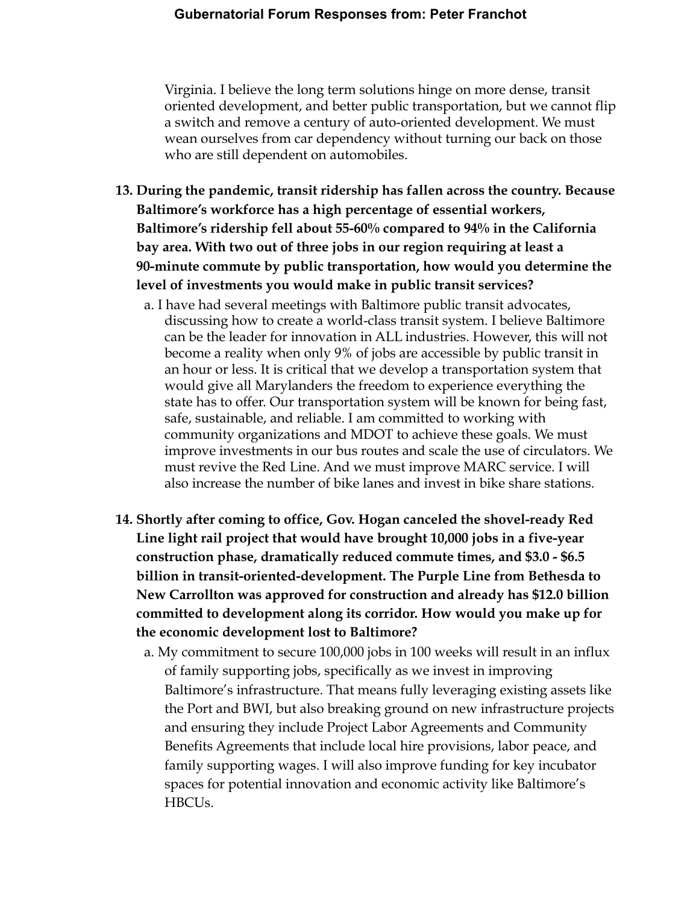Virginia. I believe the long term solutions hinge on more dense, transit oriented development, and better public transportation, but we cannot flip a switch and remove a century of auto-oriented development. We must wean ourselves from car dependency without turning our back on those who are still dependent on automobiles.

13. **During the pandemic, transit ridership has fallen across the country. Because Baltimore's workforce has a high percentage of essential workers, Baltimore's ridership fell about 55-60% compared to 94% in the California bay area. With two out of three jobs in our region requiring at least a 90-minute commute by public transportation, how would you determine the level of investments you would make in public transit services?**
    a. I have had several meetings with Baltimore public transit advocates, discussing how to create a world-class transit system. I believe Baltimore can be the leader for innovation in ALL industries. However, this will not become a reality when only 9% of jobs are accessible by public transit in an hour or less. It is critical that we develop a transportation system that would give all Marylanders the freedom to experience everything the state has to offer. Our transportation system will be known for being fast, safe, sustainable, and reliable. I am committed to working with community organizations and MDOT to achieve these goals. We must improve investments in our bus routes and scale the use of circulators. We must revive the Red Line. And we must improve MARC service. I will also increase the number of bike lanes and invest in bike share stations.

14. **Shortly after coming to office, Gov. Hogan canceled the shovel-ready Red Line light rail project that would have brought 10,000 jobs in a five-year construction phase, dramatically reduced commute times, and $3.0 - $6.5 billion in transit-oriented-development. The Purple Line from Bethesda to New Carrollton was approved for construction and already has $12.0 billion committed to development along its corridor. How would you make up for the economic development lost to Baltimore?**
    a. My commitment to secure 100,000 jobs in 100 weeks will result in an influx of family supporting jobs, specifically as we invest in improving Baltimore's infrastructure. That means fully leveraging existing assets like the Port and BWI, but also breaking ground on new infrastructure projects and ensuring they include Project Labor Agreements and Community Benefits Agreements that include local hire provisions, labor peace, and family supporting wages. I will also improve funding for key incubator spaces for potential innovation and economic activity like Baltimore's HBCUs.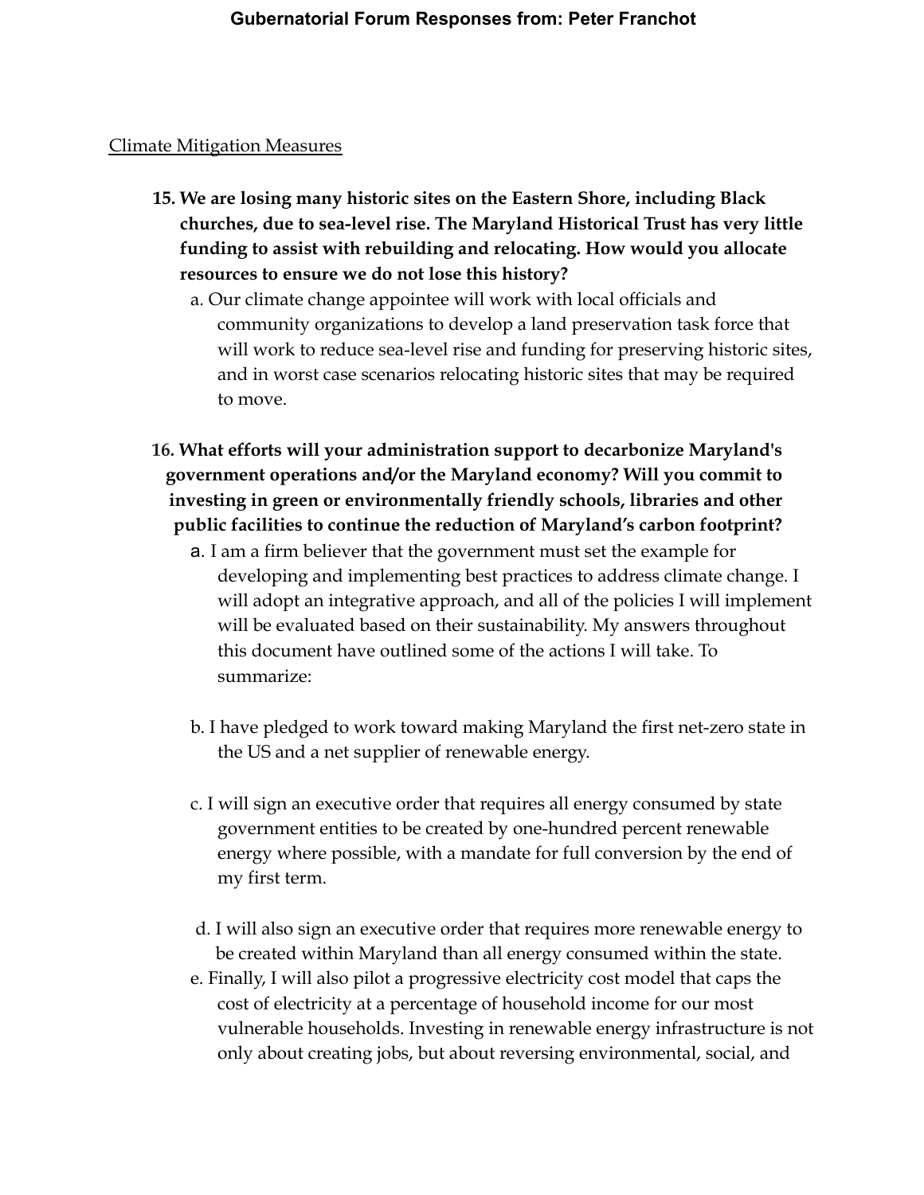# Gubernatorial Forum Responses from: Peter Franchot

Climate Mitigation Measures

15. **We are losing many historic sites on the Eastern Shore, including Black churches, due to sea-level rise. The Maryland Historical Trust has very little funding to assist with rebuilding and relocating. How would you allocate resources to ensure we do not lose this history?**
    a. Our climate change appointee will work with local officials and community organizations to develop a land preservation task force that will work to reduce sea-level rise and funding for preserving historic sites, and in worst case scenarios relocating historic sites that may be required to move.

16. **What efforts will your administration support to decarbonize Maryland's government operations and/or the Maryland economy? Will you commit to investing in green or environmentally friendly schools, libraries and other public facilities to continue the reduction of Maryland's carbon footprint?**
    a. I am a firm believer that the government must set the example for developing and implementing best practices to address climate change. I will adopt an integrative approach, and all of the policies I will implement will be evaluated based on their sustainability. My answers throughout this document have outlined some of the actions I will take. To summarize:

    b. I have pledged to work toward making Maryland the first net-zero state in the US and a net supplier of renewable energy.

    c. I will sign an executive order that requires all energy consumed by state government entities to be created by one-hundred percent renewable energy where possible, with a mandate for full conversion by the end of my first term.

    d. I will also sign an executive order that requires more renewable energy to be created within Maryland than all energy consumed within the state.
    e. Finally, I will also pilot a progressive electricity cost model that caps the cost of electricity at a percentage of household income for our most vulnerable households. Investing in renewable energy infrastructure is not only about creating jobs, but about reversing environmental, social, and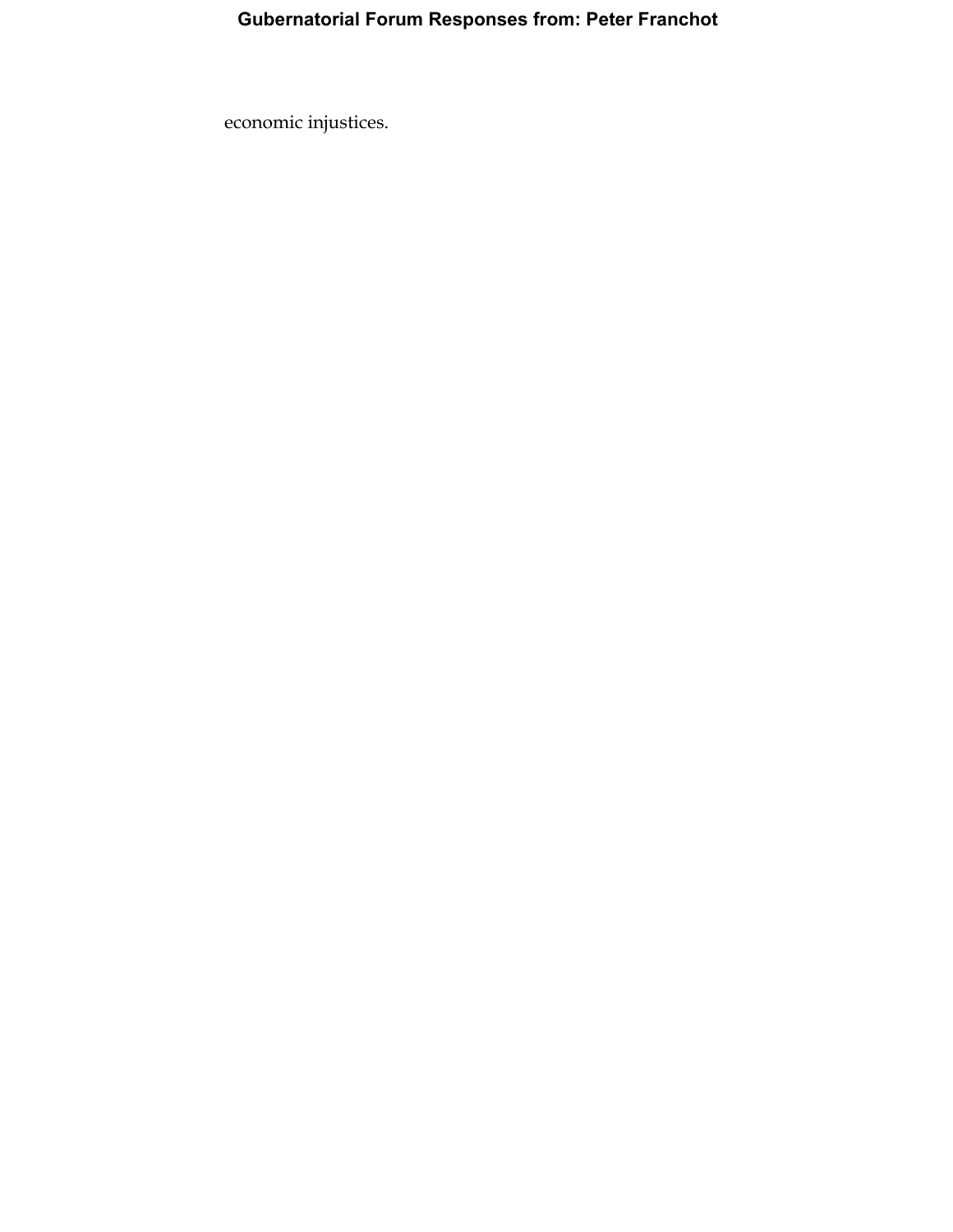economic injustices.